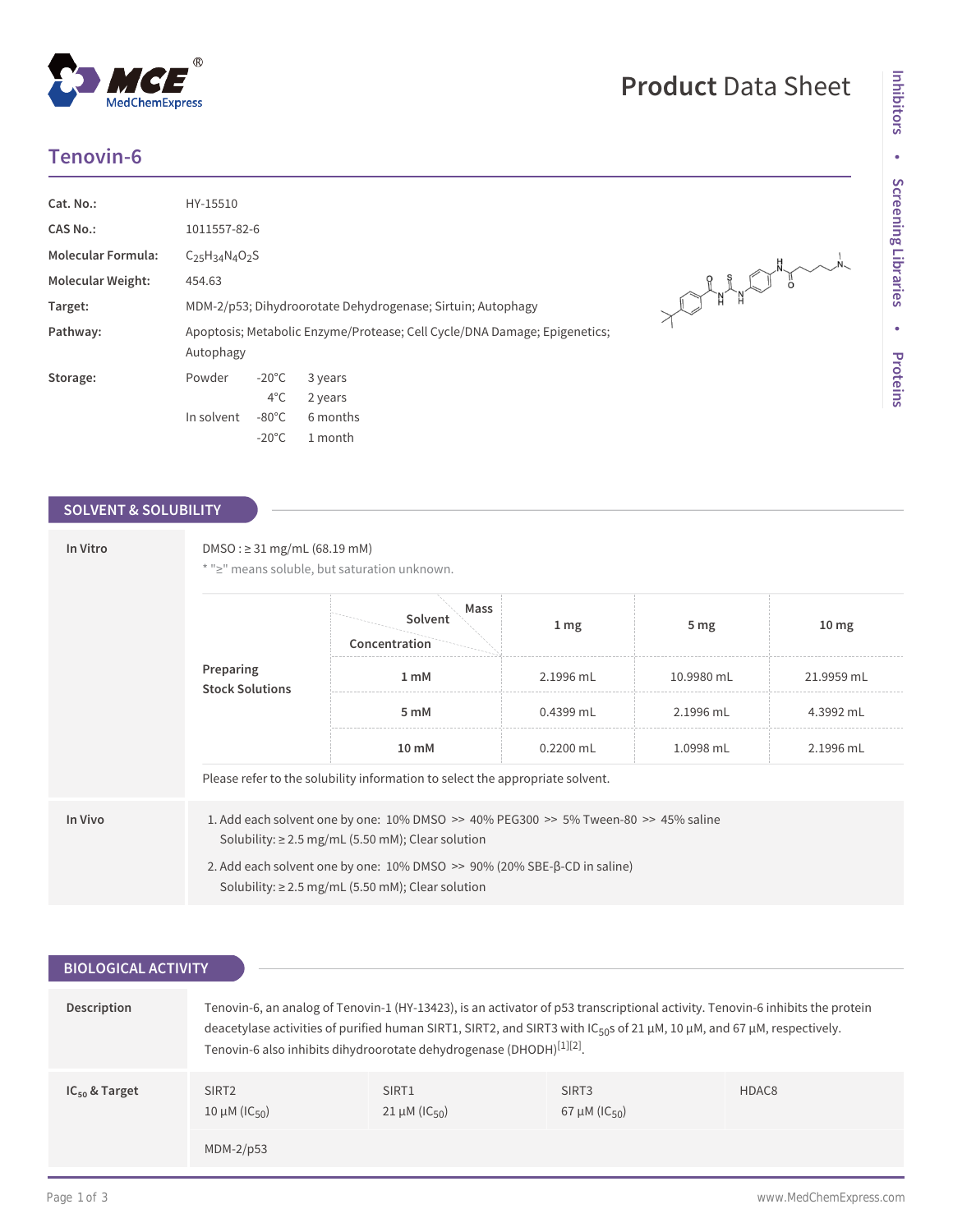# Tenovin-6

Product Data Sheet

| | |
|---|---|
| **Cat. No.:** | HY-15510 |
| **CAS No.:** | 1011557-82-6 |
| **Molecular Formula:** | $C_{25}H_{34}N_4O_2S$ |
| **Molecular Weight:** | 454.63 |
| **Target:** | MDM-2/p53; Dihydroorotate Dehydrogenase; Sirtuin; Autophagy |
| **Pathway:** | Apoptosis; Metabolic Enzyme/Protease; Cell Cycle/DNA Damage; Epigenetics; Autophagy |
| **Storage:** | Powder -20°C 3 years; 4°C 2 years. In solvent -80°C 6 months; -20°C 1 month |

## SOLVENT & SOLUBILITY

### In Vitro

DMSO : ≥ 31 mg/mL (68.19 mM)

* "≥" means soluble, but saturation unknown.

**Preparing Stock Solutions**

| Concentration / Solvent / Mass | 1 mg | 5 mg | 10 mg |
|---|---|---|---|
| 1 mM | 2.1996 mL | 10.9980 mL | 21.9959 mL |
| 5 mM | 0.4399 mL | 2.1996 mL | 4.3992 mL |
| 10 mM | 0.2200 mL | 1.0998 mL | 2.1996 mL |

Please refer to the solubility information to select the appropriate solvent.

### In Vivo

1. Add each solvent one by one: 10% DMSO >> 40% PEG300 >> 5% Tween-80 >> 45% saline
   Solubility: ≥ 2.5 mg/mL (5.50 mM); Clear solution
2. Add each solvent one by one: 10% DMSO >> 90% (20% SBE-β-CD in saline)
   Solubility: ≥ 2.5 mg/mL (5.50 mM); Clear solution

## BIOLOGICAL ACTIVITY

### Description

Tenovin-6, an analog of Tenovin-1 (HY-13423), is an activator of p53 transcriptional activity. Tenovin-6 inhibits the protein deacetylase activities of purified human SIRT1, SIRT2, and SIRT3 with $IC_{50}$s of 21 μM, 10 μM, and 67 μM, respectively. Tenovin-6 also inhibits dihydroorotate dehydrogenase (DHODH)[1][2].

### $IC_{50}$ & Target

| SIRT2 | SIRT1 | SIRT3 | HDAC8 |
|---|---|---|---|
| 10 μM ($IC_{50}$) | 21 μM ($IC_{50}$) | 67 μM ($IC_{50}$) | |
| MDM-2/p53 | | | |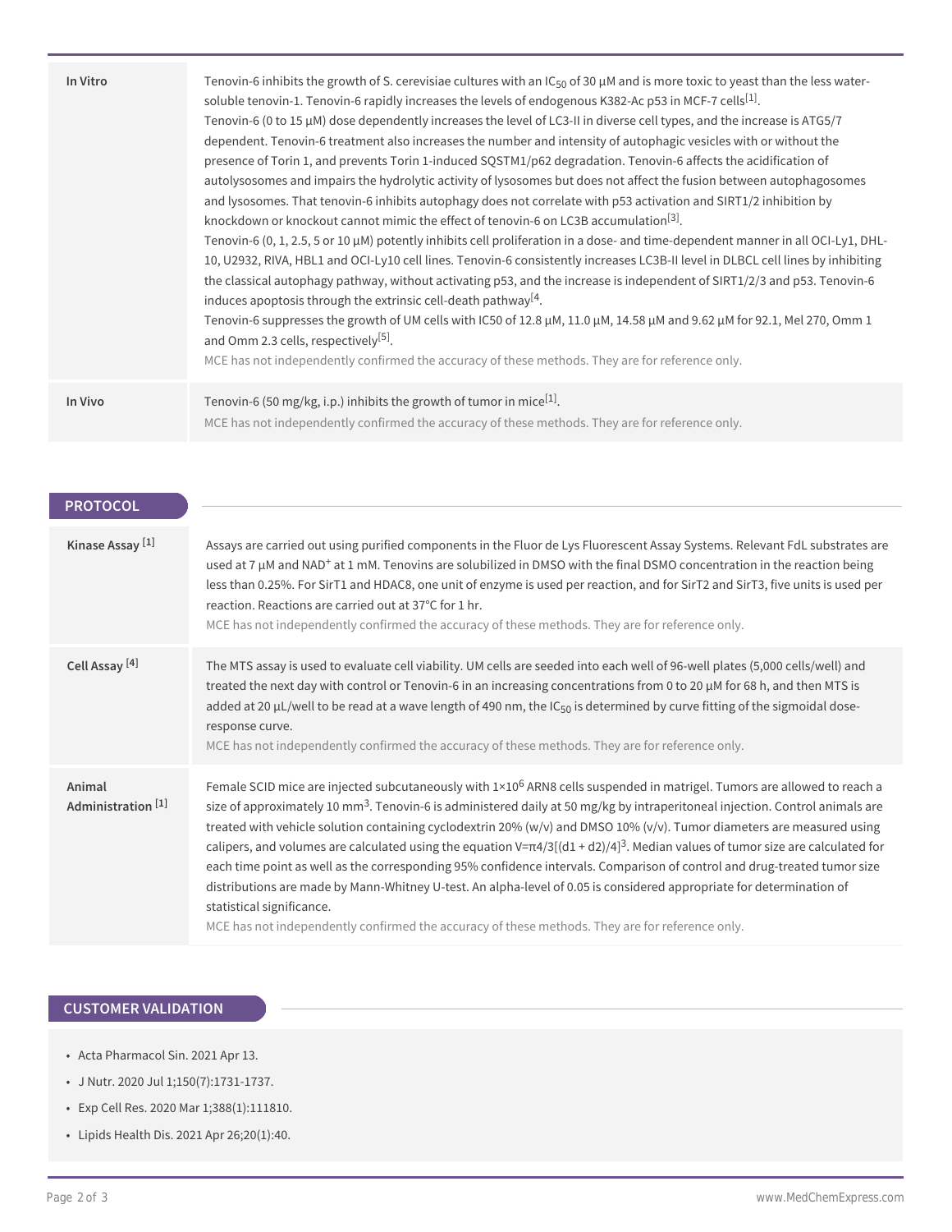| | |
|---|---|
| **In Vitro** | Tenovin-6 inhibits the growth of S. cerevisiae cultures with an $IC_{50}$ of 30 μM and is more toxic to yeast than the less water-soluble tenovin-1. Tenovin-6 rapidly increases the levels of endogenous K382-Ac p53 in MCF-7 cells[1].<br>Tenovin-6 (0 to 15 μM) dose dependently increases the level of LC3-II in diverse cell types, and the increase is ATG5/7 dependent. Tenovin-6 treatment also increases the number and intensity of autophagic vesicles with or without the presence of Torin 1, and prevents Torin 1-induced SQSTM1/p62 degradation. Tenovin-6 affects the acidification of autolysosomes and impairs the hydrolytic activity of lysosomes but does not affect the fusion between autophagosomes and lysosomes. That tenovin-6 inhibits autophagy does not correlate with p53 activation and SIRT1/2 inhibition by knockdown or knockout cannot mimic the effect of tenovin-6 on LC3B accumulation[3].<br>Tenovin-6 (0, 1, 2.5, 5 or 10 μM) potently inhibits cell proliferation in a dose- and time-dependent manner in all OCI-Ly1, DHL-10, U2932, RIVA, HBL1 and OCI-Ly10 cell lines. Tenovin-6 consistently increases LC3B-II level in DLBCL cell lines by inhibiting the classical autophagy pathway, without activating p53, and the increase is independent of SIRT1/2/3 and p53. Tenovin-6 induces apoptosis through the extrinsic cell-death pathway[4].<br>Tenovin-6 suppresses the growth of UM cells with IC50 of 12.8 μM, 11.0 μM, 14.58 μM and 9.62 μM for 92.1, Mel 270, Omm 1 and Omm 2.3 cells, respectively[5].<br>MCE has not independently confirmed the accuracy of these methods. They are for reference only. |
| **In Vivo** | Tenovin-6 (50 mg/kg, i.p.) inhibits the growth of tumor in mice[1].<br>MCE has not independently confirmed the accuracy of these methods. They are for reference only. |

## PROTOCOL

| | |
|---|---|
| **Kinase Assay [1]** | Assays are carried out using purified components in the Fluor de Lys Fluorescent Assay Systems. Relevant FdL substrates are used at 7 μM and $NAD^+$ at 1 mM. Tenovins are solubilized in DMSO with the final DSMO concentration in the reaction being less than 0.25%. For SirT1 and HDAC8, one unit of enzyme is used per reaction, and for SirT2 and SirT3, five units is used per reaction. Reactions are carried out at 37°C for 1 hr.<br>MCE has not independently confirmed the accuracy of these methods. They are for reference only. |
| **Cell Assay [4]** | The MTS assay is used to evaluate cell viability. UM cells are seeded into each well of 96-well plates (5,000 cells/well) and treated the next day with control or Tenovin-6 in an increasing concentrations from 0 to 20 μM for 68 h, and then MTS is added at 20 μL/well to be read at a wave length of 490 nm, the $IC_{50}$ is determined by curve fitting of the sigmoidal dose-response curve.<br>MCE has not independently confirmed the accuracy of these methods. They are for reference only. |
| **Animal Administration [1]** | Female SCID mice are injected subcutaneously with $1 \times 10^6$ ARN8 cells suspended in matrigel. Tumors are allowed to reach a size of approximately 10 $mm^3$. Tenovin-6 is administered daily at 50 mg/kg by intraperitoneal injection. Control animals are treated with vehicle solution containing cyclodextrin 20% (w/v) and DMSO 10% (v/v). Tumor diameters are measured using calipers, and volumes are calculated using the equation $V=\pi 4/3[(d1 + d2)/4]^3$. Median values of tumor size are calculated for each time point as well as the corresponding 95% confidence intervals. Comparison of control and drug-treated tumor size distributions are made by Mann-Whitney U-test. An alpha-level of 0.05 is considered appropriate for determination of statistical significance.<br>MCE has not independently confirmed the accuracy of these methods. They are for reference only. |

## CUSTOMER VALIDATION

- Acta Pharmacol Sin. 2021 Apr 13.
- J Nutr. 2020 Jul 1;150(7):1731-1737.
- Exp Cell Res. 2020 Mar 1;388(1):111810.
- Lipids Health Dis. 2021 Apr 26;20(1):40.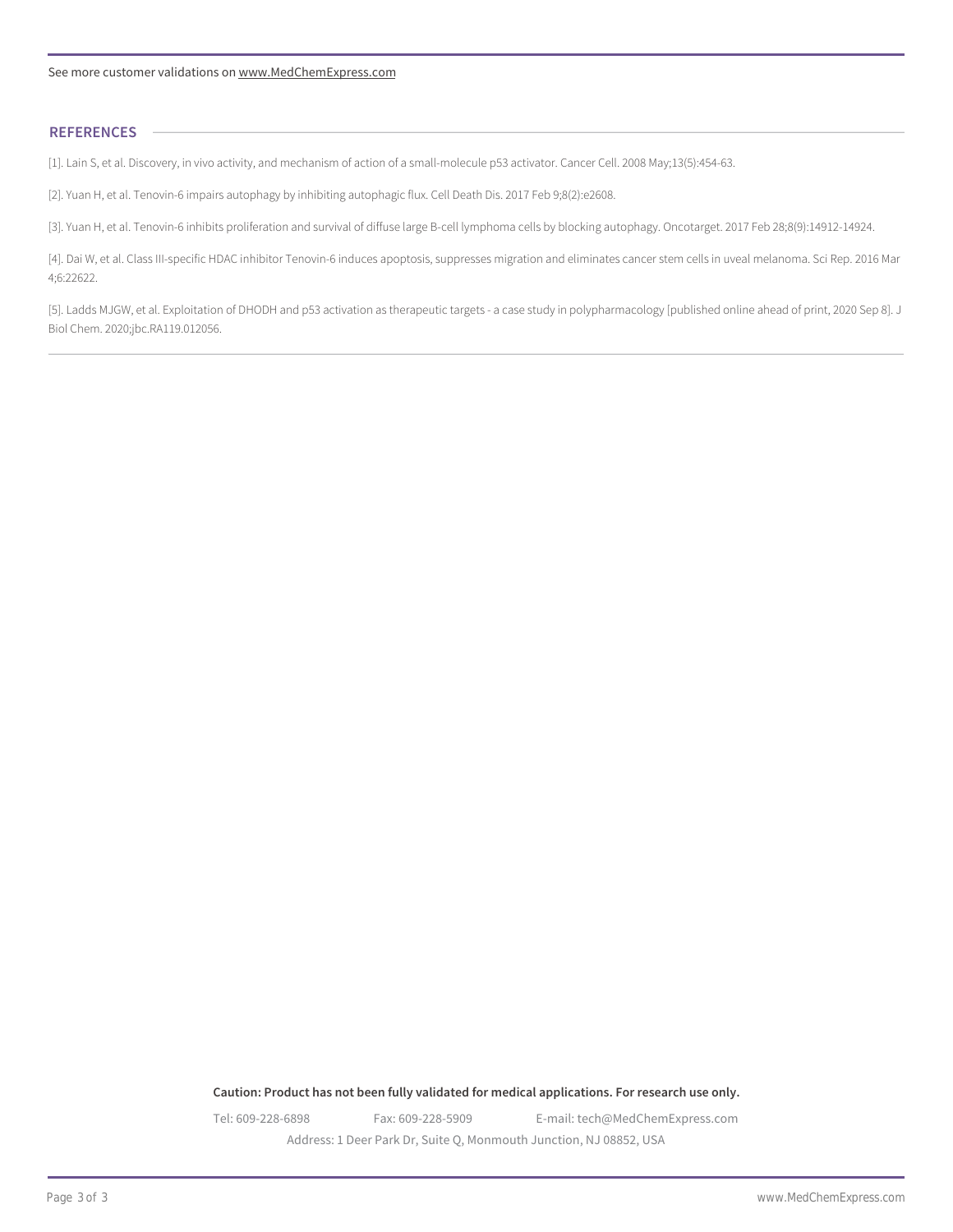See more customer validations on www.MedChemExpress.com

## REFERENCES

[1]. Lain S, et al. Discovery, in vivo activity, and mechanism of action of a small-molecule p53 activator. Cancer Cell. 2008 May;13(5):454-63.

[2]. Yuan H, et al. Tenovin-6 impairs autophagy by inhibiting autophagic flux. Cell Death Dis. 2017 Feb 9;8(2):e2608.

[3]. Yuan H, et al. Tenovin-6 inhibits proliferation and survival of diffuse large B-cell lymphoma cells by blocking autophagy. Oncotarget. 2017 Feb 28;8(9):14912-14924.

[4]. Dai W, et al. Class III-specific HDAC inhibitor Tenovin-6 induces apoptosis, suppresses migration and eliminates cancer stem cells in uveal melanoma. Sci Rep. 2016 Mar 4;6:22622.

[5]. Ladds MJGW, et al. Exploitation of DHODH and p53 activation as therapeutic targets - a case study in polypharmacology [published online ahead of print, 2020 Sep 8]. J Biol Chem. 2020;jbc.RA119.012056.

**Caution: Product has not been fully validated for medical applications. For research use only.**

Tel: 609-228-6898 Fax: 609-228-5909 E-mail: tech@MedChemExpress.com

Address: 1 Deer Park Dr, Suite Q, Monmouth Junction, NJ 08852, USA